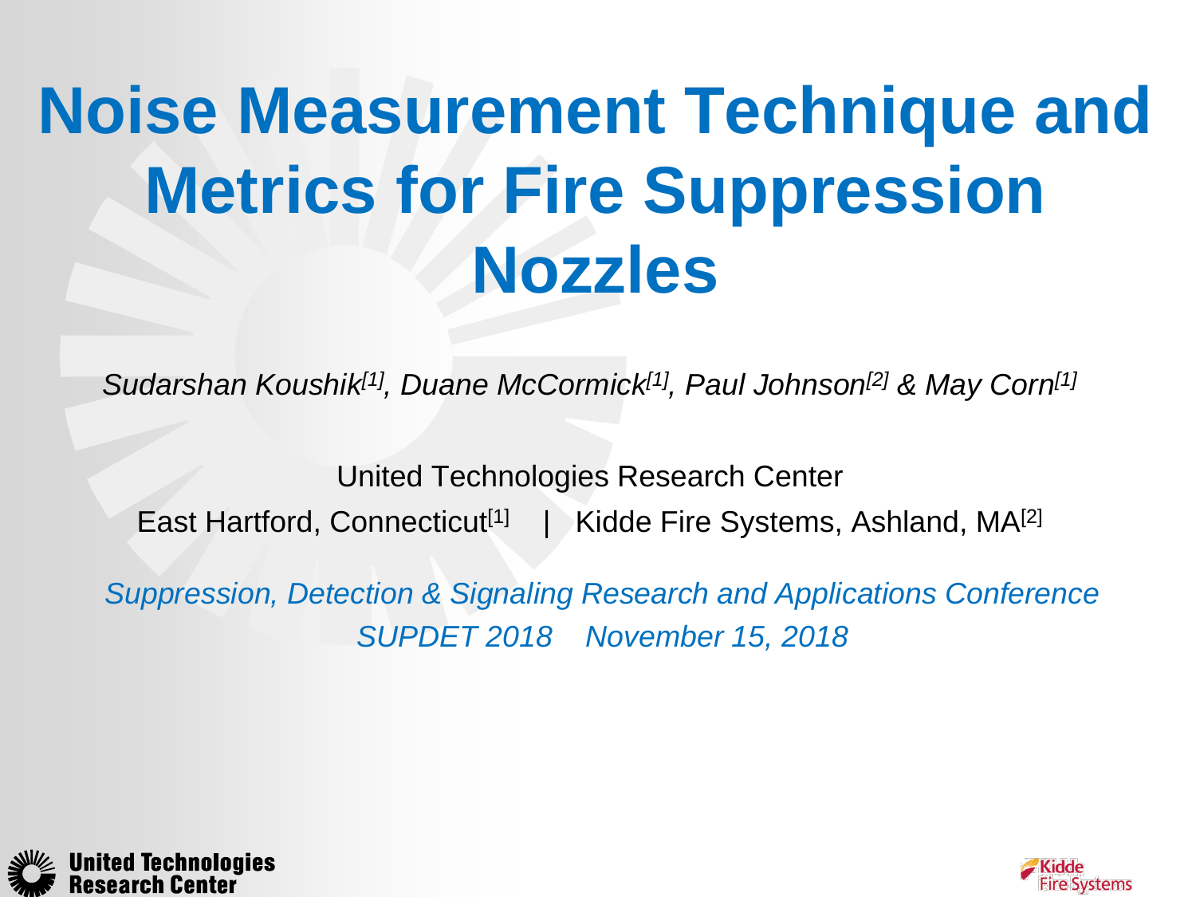# Noise Measurement Technique and Metrics for Fire Suppression Nozzles

*Sudarshan Koushik[1], Duane McCormick[1], Paul Johnson[2] & May Corn[1]*

United Technologies Research Center

East Hartford, Connecticut[1] | Kidde Fire Systems, Ashland, MA[2]

*Suppression, Detection & Signaling Research and Applications Conference*

*SUPDET 2018 November 15, 2018*

United Technologies Research Center

Kidde Fire Systems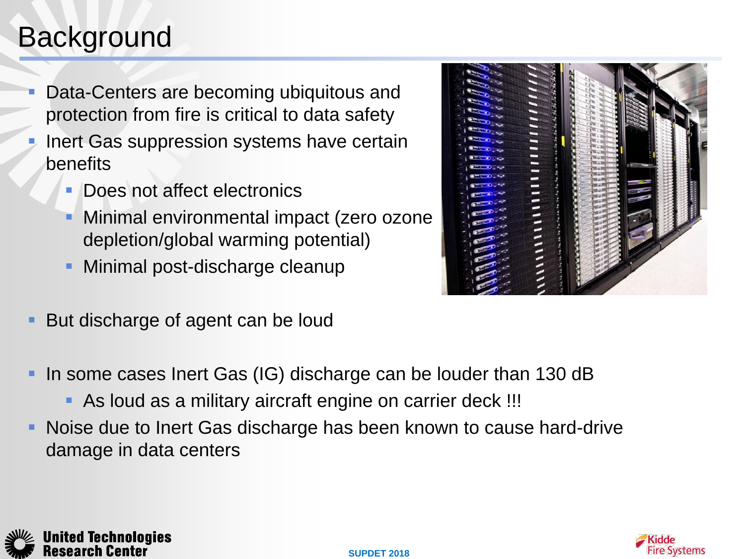# Background

- Data-Centers are becoming ubiquitous and protection from fire is critical to data safety
- Inert Gas suppression systems have certain benefits
  - Does not affect electronics
  - Minimal environmental impact (zero ozone depletion/global warming potential)
  - Minimal post-discharge cleanup
- But discharge of agent can be loud
- In some cases Inert Gas (IG) discharge can be louder than 130 dB
  - As loud as a military aircraft engine on carrier deck !!!
- Noise due to Inert Gas discharge has been known to cause hard-drive damage in data centers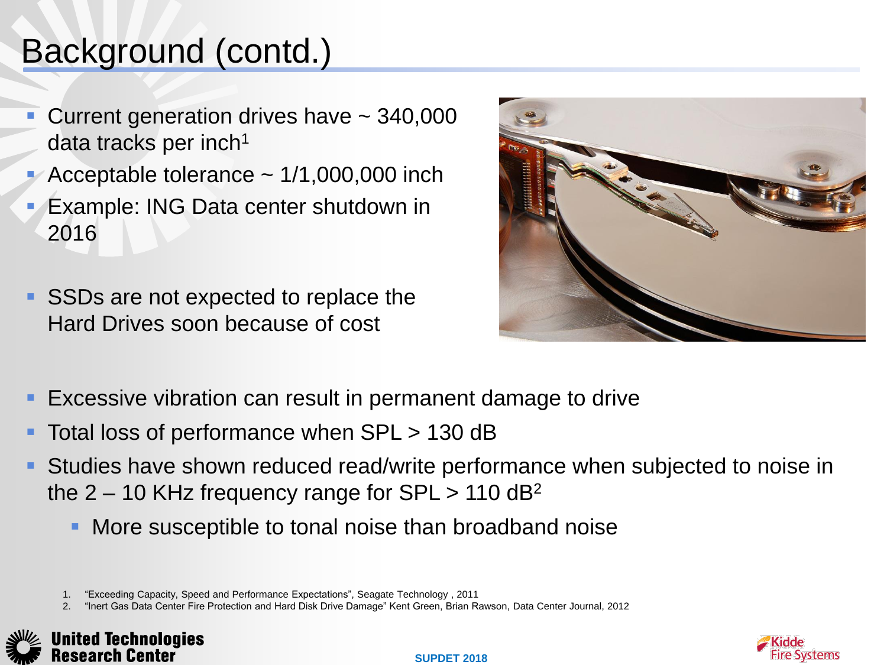# Background (contd.)

- Current generation drives have ~ 340,000 data tracks per inch[1]
- Acceptable tolerance ~ 1/1,000,000 inch
- Example: ING Data center shutdown in 2016
- SSDs are not expected to replace the Hard Drives soon because of cost
- Excessive vibration can result in permanent damage to drive
- Total loss of performance when SPL > 130 dB
- Studies have shown reduced read/write performance when subjected to noise in the 2 – 10 KHz frequency range for SPL > 110 dB[2]
  - More susceptible to tonal noise than broadband noise

1. "Exceeding Capacity, Speed and Performance Expectations", Seagate Technology , 2011
2. "Inert Gas Data Center Fire Protection and Hard Disk Drive Damage" Kent Green, Brian Rawson, Data Center Journal, 2012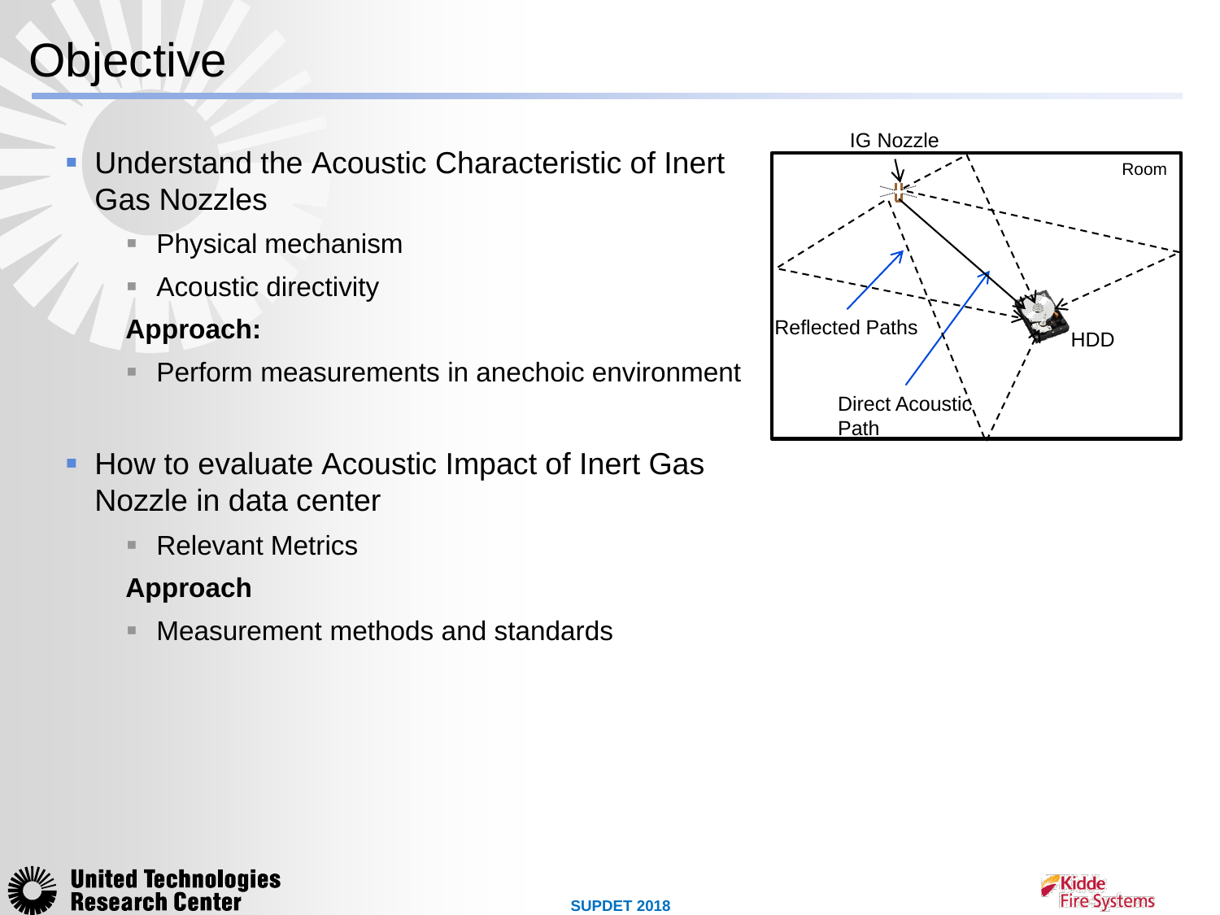# Objective

- Understand the Acoustic Characteristic of Inert Gas Nozzles
  - Physical mechanism
  - Acoustic directivity

  **Approach:**
  - Perform measurements in anechoic environment

- How to evaluate Acoustic Impact of Inert Gas Nozzle in data center
  - Relevant Metrics

  **Approach**
  - Measurement methods and standards

IG Nozzle

Room

Reflected Paths

HDD

Direct Acoustic Path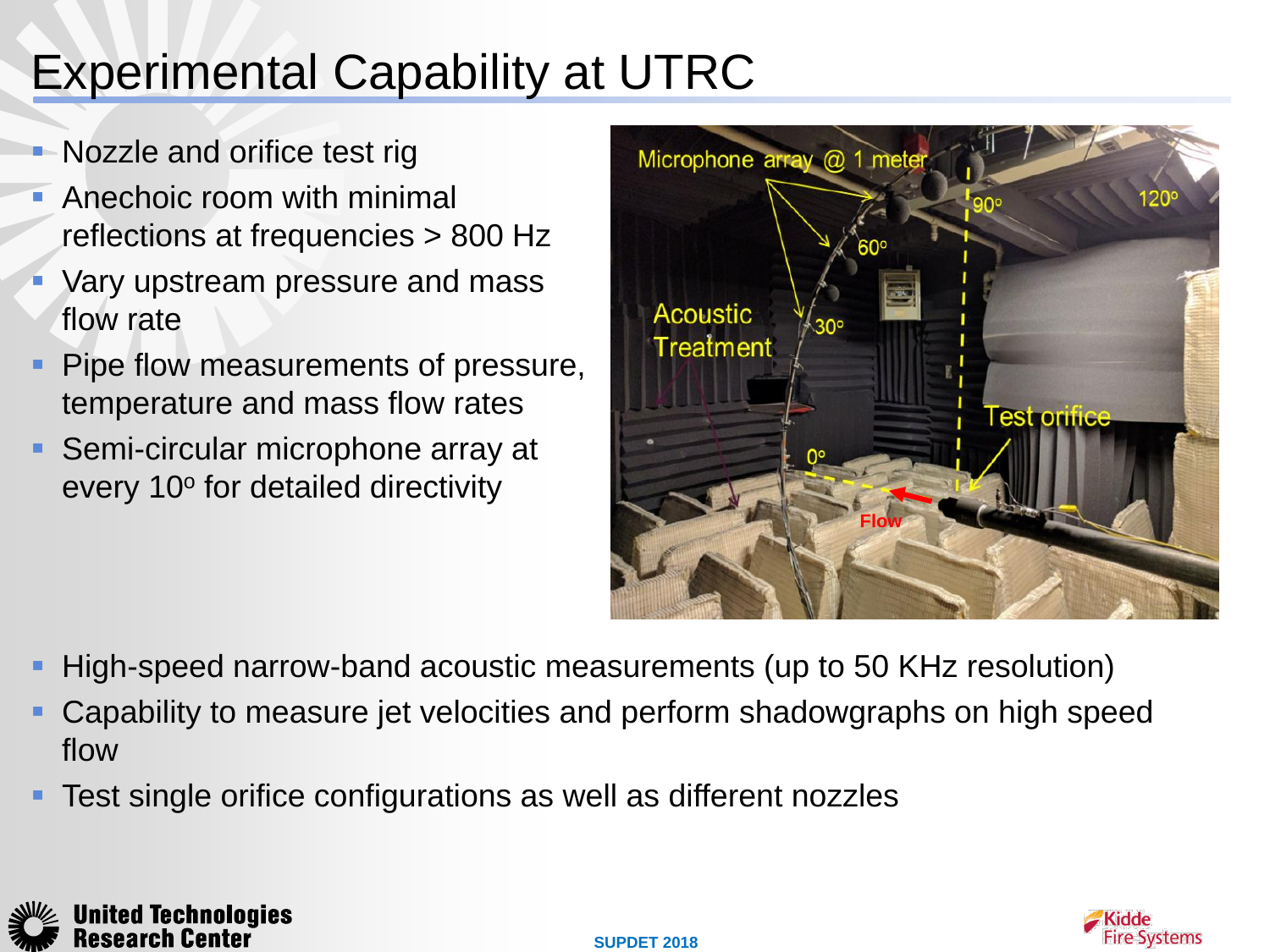# Experimental Capability at UTRC

- Nozzle and orifice test rig
- Anechoic room with minimal reflections at frequencies > 800 Hz
- Vary upstream pressure and mass flow rate
- Pipe flow measurements of pressure, temperature and mass flow rates
- Semi-circular microphone array at every 10º for detailed directivity

Microphone array @ 1 meter

Acoustic Treatment

0º 30º 60º 90º 120º

Test orifice

Flow

- High-speed narrow-band acoustic measurements (up to 50 KHz resolution)
- Capability to measure jet velocities and perform shadowgraphs on high speed flow
- Test single orifice configurations as well as different nozzles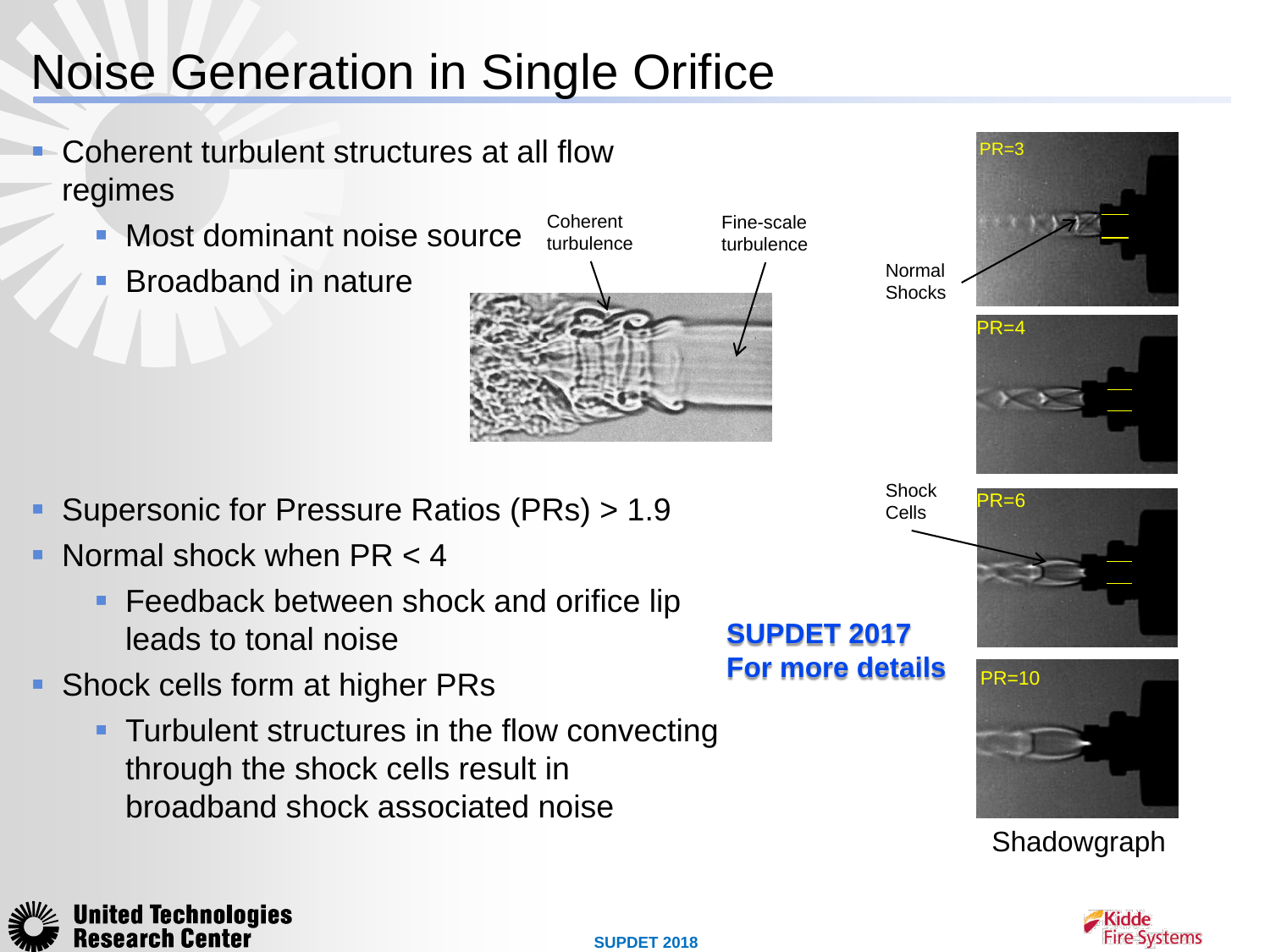# Noise Generation in Single Orifice

- Coherent turbulent structures at all flow regimes
  - Most dominant noise source
  - Broadband in nature

Coherent turbulence

Fine-scale turbulence

- Supersonic for Pressure Ratios (PRs) > 1.9
- Normal shock when PR < 4
  - Feedback between shock and orifice lip leads to tonal noise
- Shock cells form at higher PRs
  - Turbulent structures in the flow convecting through the shock cells result in broadband shock associated noise

**SUPDET 2017**
**For more details**

Normal Shocks

Shock Cells

PR=3

PR=4

PR=6

PR=10

Shadowgraph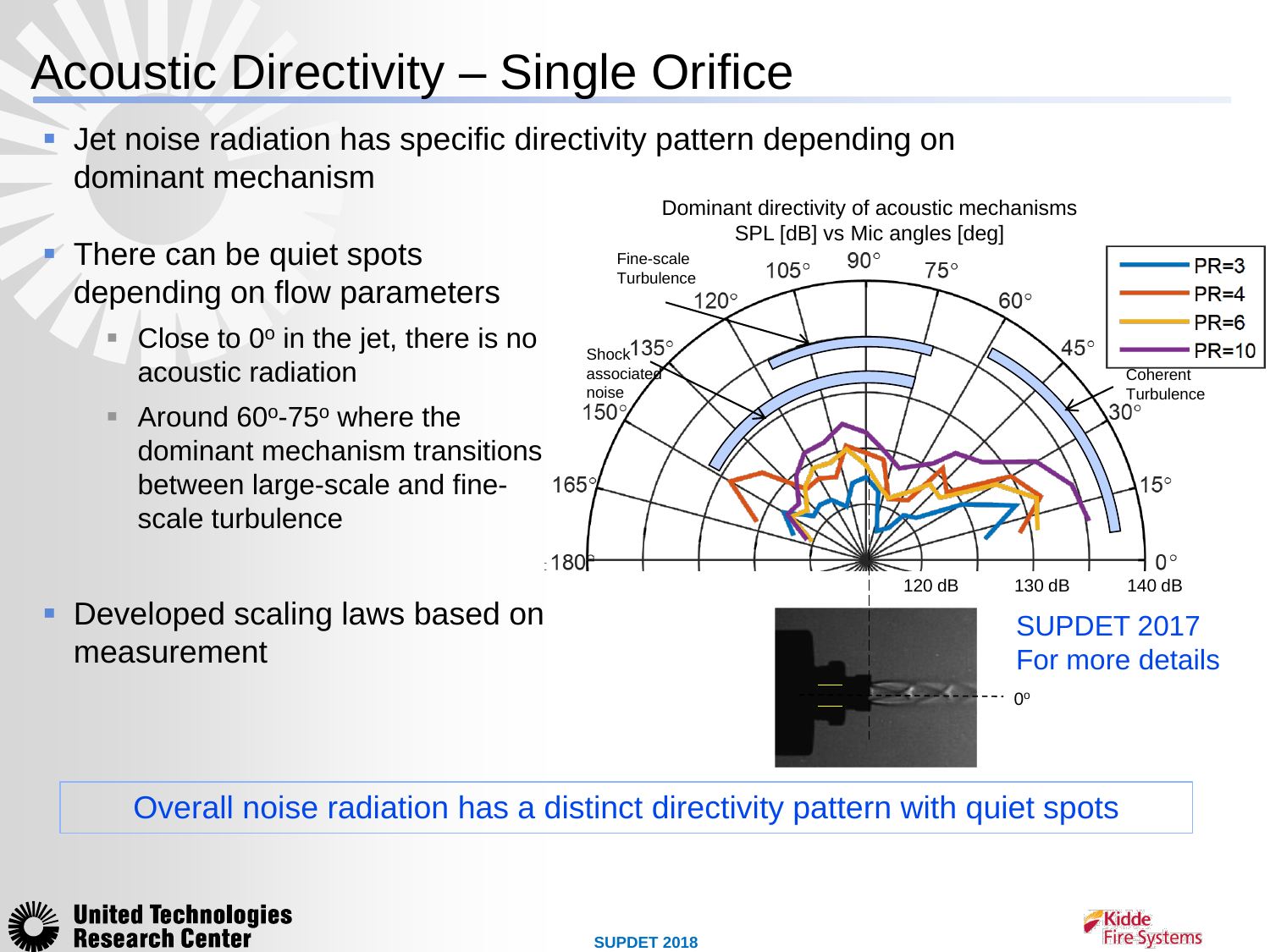# Acoustic Directivity – Single Orifice

- Jet noise radiation has specific directivity pattern depending on dominant mechanism
- There can be quiet spots depending on flow parameters
  - Close to 0º in the jet, there is no acoustic radiation
  - Around 60º-75º where the dominant mechanism transitions between large-scale and fine-scale turbulence
- Developed scaling laws based on measurement

Dominant directivity of acoustic mechanisms
SPL [dB] vs Mic angles [deg]

Fine-scale Turbulence
Shock associated noise
Coherent Turbulence

PR=3
PR=4
PR=6
PR=10

120 dB 130 dB 140 dB

SUPDET 2017
For more details

Overall noise radiation has a distinct directivity pattern with quiet spots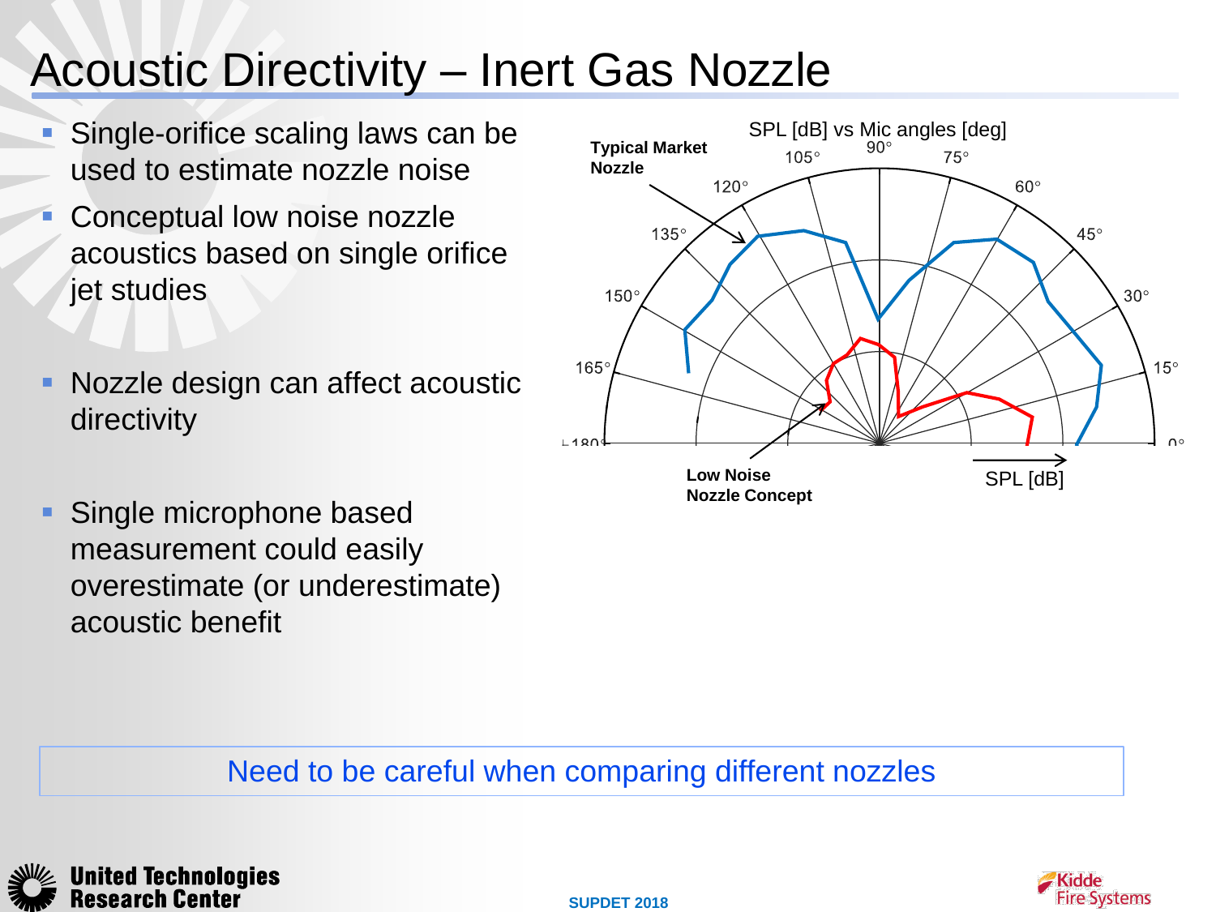# Acoustic Directivity – Inert Gas Nozzle

- Single-orifice scaling laws can be used to estimate nozzle noise
- Conceptual low noise nozzle acoustics based on single orifice jet studies
- Nozzle design can affect acoustic directivity
- Single microphone based measurement could easily overestimate (or underestimate) acoustic benefit

SPL [dB] vs Mic angles [deg]

Typical Market Nozzle

Low Noise Nozzle Concept

SPL [dB]

Need to be careful when comparing different nozzles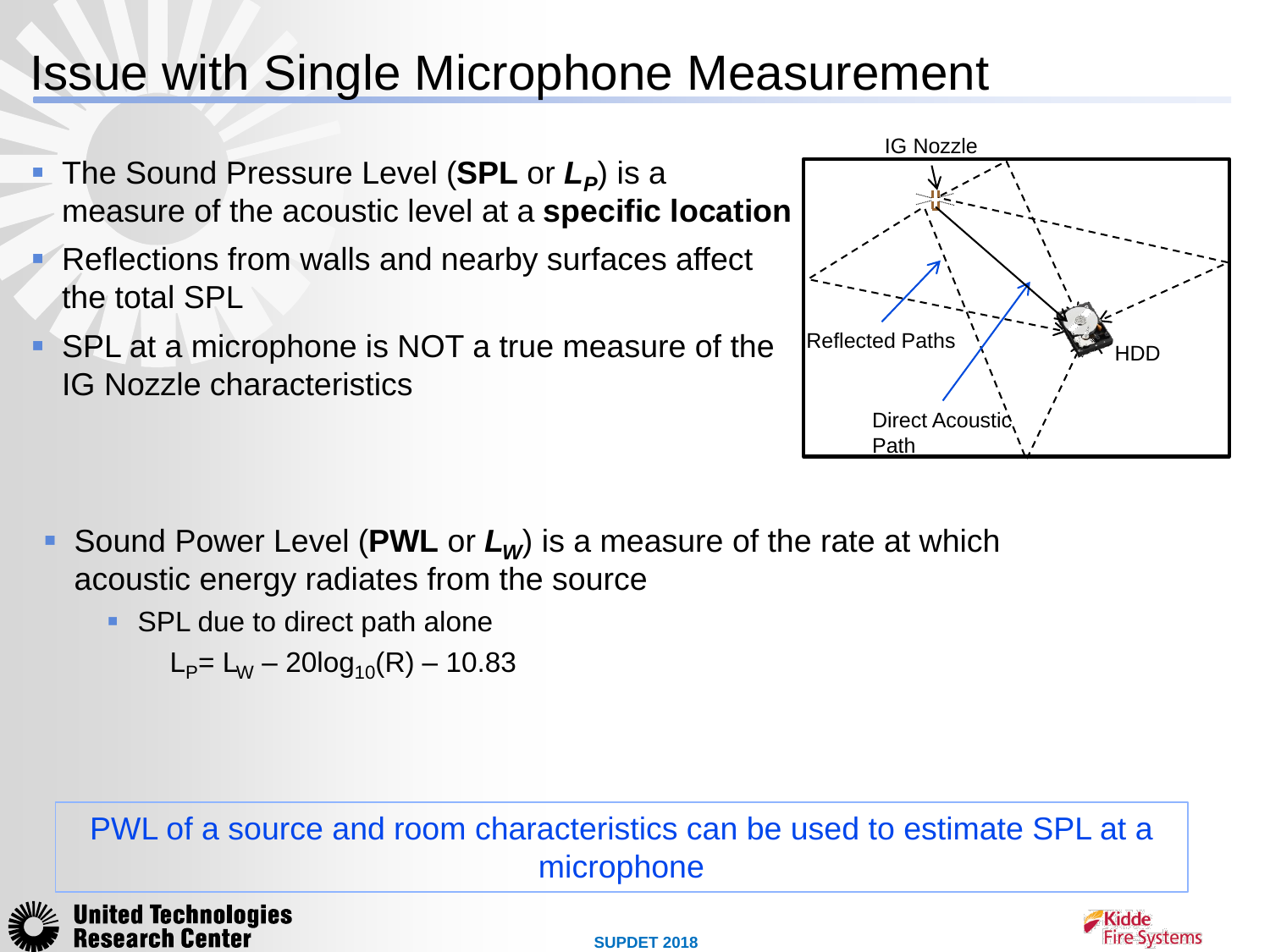# Issue with Single Microphone Measurement

- The Sound Pressure Level (**SPL** or $L_P$) is a measure of the acoustic level at a **specific location**
- Reflections from walls and nearby surfaces affect the total SPL
- SPL at a microphone is NOT a true measure of the IG Nozzle characteristics

IG Nozzle

Reflected Paths

HDD

Direct Acoustic Path

- Sound Power Level (**PWL** or $L_W$) is a measure of the rate at which acoustic energy radiates from the source
  - SPL due to direct path alone

    $$L_P = L_W - 20\log_{10}(R) - 10.83$$

PWL of a source and room characteristics can be used to estimate SPL at a microphone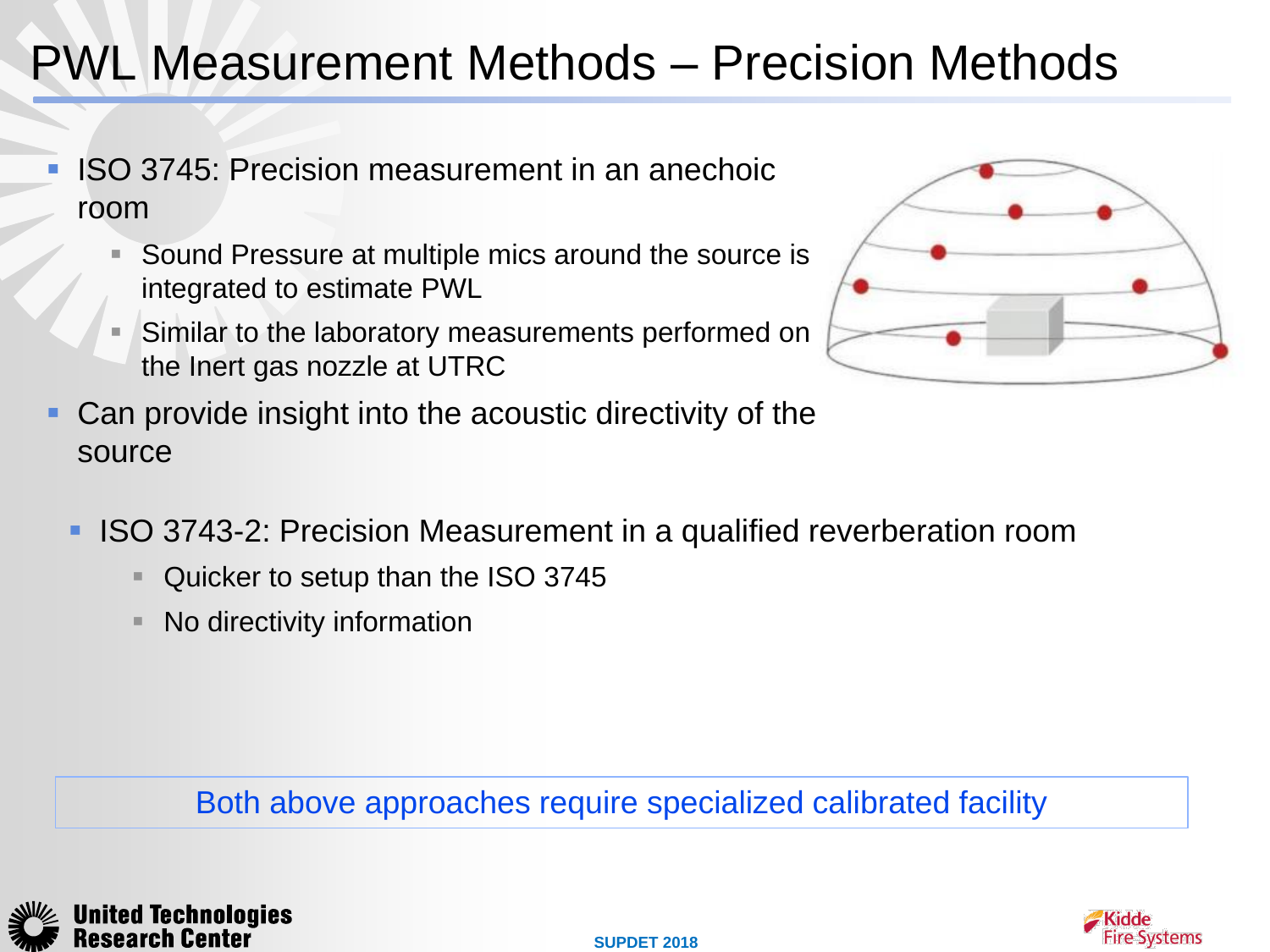# PWL Measurement Methods – Precision Methods

- ISO 3745: Precision measurement in an anechoic room
  - Sound Pressure at multiple mics around the source is integrated to estimate PWL
  - Similar to the laboratory measurements performed on the Inert gas nozzle at UTRC
- Can provide insight into the acoustic directivity of the source

- ISO 3743-2: Precision Measurement in a qualified reverberation room
  - Quicker to setup than the ISO 3745
  - No directivity information

Both above approaches require specialized calibrated facility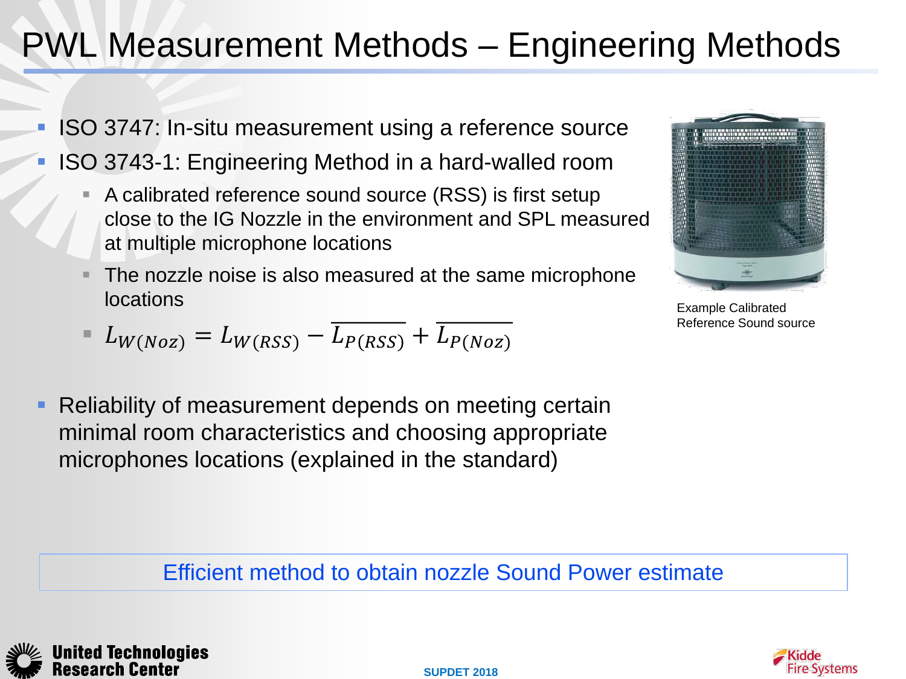# PWL Measurement Methods – Engineering Methods

- ISO 3747: In-situ measurement using a reference source
- ISO 3743-1: Engineering Method in a hard-walled room
  - A calibrated reference sound source (RSS) is first setup close to the IG Nozzle in the environment and SPL measured at multiple microphone locations
  - The nozzle noise is also measured at the same microphone locations
  - $L_{W(Noz)} = L_{W(RSS)} - \overline{L_{P(RSS)}} + \overline{L_{P(Noz)}}$
- Reliability of measurement depends on meeting certain minimal room characteristics and choosing appropriate microphones locations (explained in the standard)

Example Calibrated Reference Sound source

Efficient method to obtain nozzle Sound Power estimate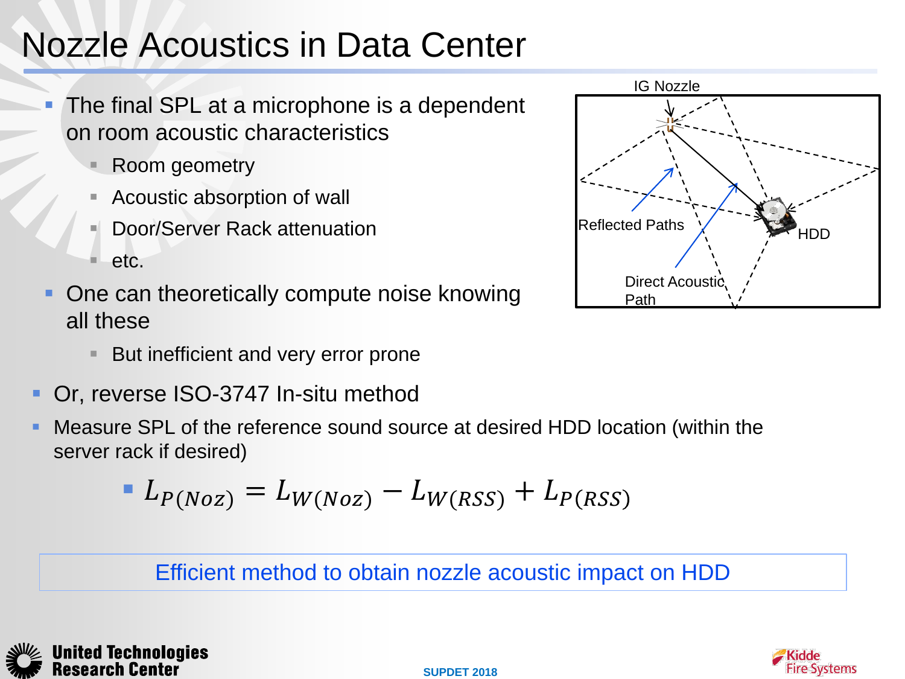# Nozzle Acoustics in Data Center

- The final SPL at a microphone is a dependent on room acoustic characteristics
  - Room geometry
  - Acoustic absorption of wall
  - Door/Server Rack attenuation
  - etc.
- One can theoretically compute noise knowing all these
  - But inefficient and very error prone

IG Nozzle

Reflected Paths

HDD

Direct Acoustic Path

- Or, reverse ISO-3747 In-situ method
- Measure SPL of the reference sound source at desired HDD location (within the server rack if desired)
  - $L_{P(Noz)} = L_{W(Noz)} - L_{W(RSS)} + L_{P(RSS)}$

Efficient method to obtain nozzle acoustic impact on HDD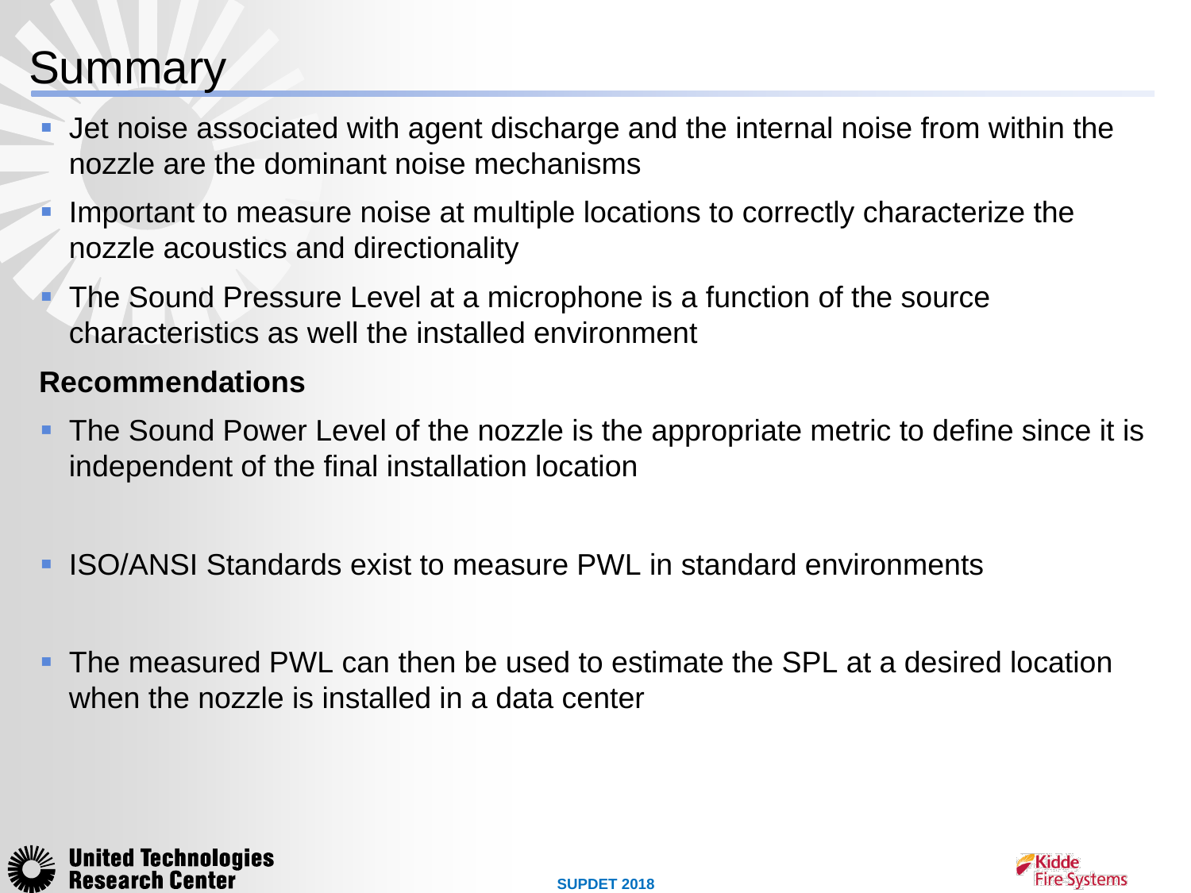# Summary

- Jet noise associated with agent discharge and the internal noise from within the nozzle are the dominant noise mechanisms
- Important to measure noise at multiple locations to correctly characterize the nozzle acoustics and directionality
- The Sound Pressure Level at a microphone is a function of the source characteristics as well the installed environment

**Recommendations**

- The Sound Power Level of the nozzle is the appropriate metric to define since it is independent of the final installation location
- ISO/ANSI Standards exist to measure PWL in standard environments
- The measured PWL can then be used to estimate the SPL at a desired location when the nozzle is installed in a data center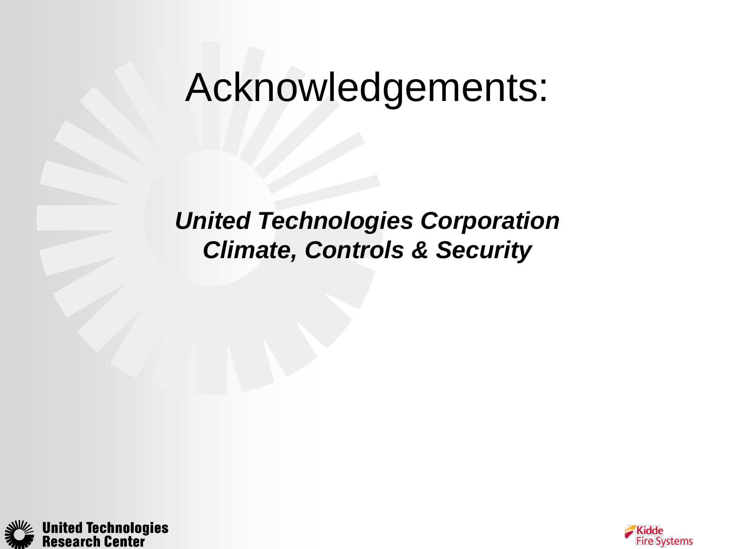# Acknowledgements:

***United Technologies Corporation***
***Climate, Controls & Security***